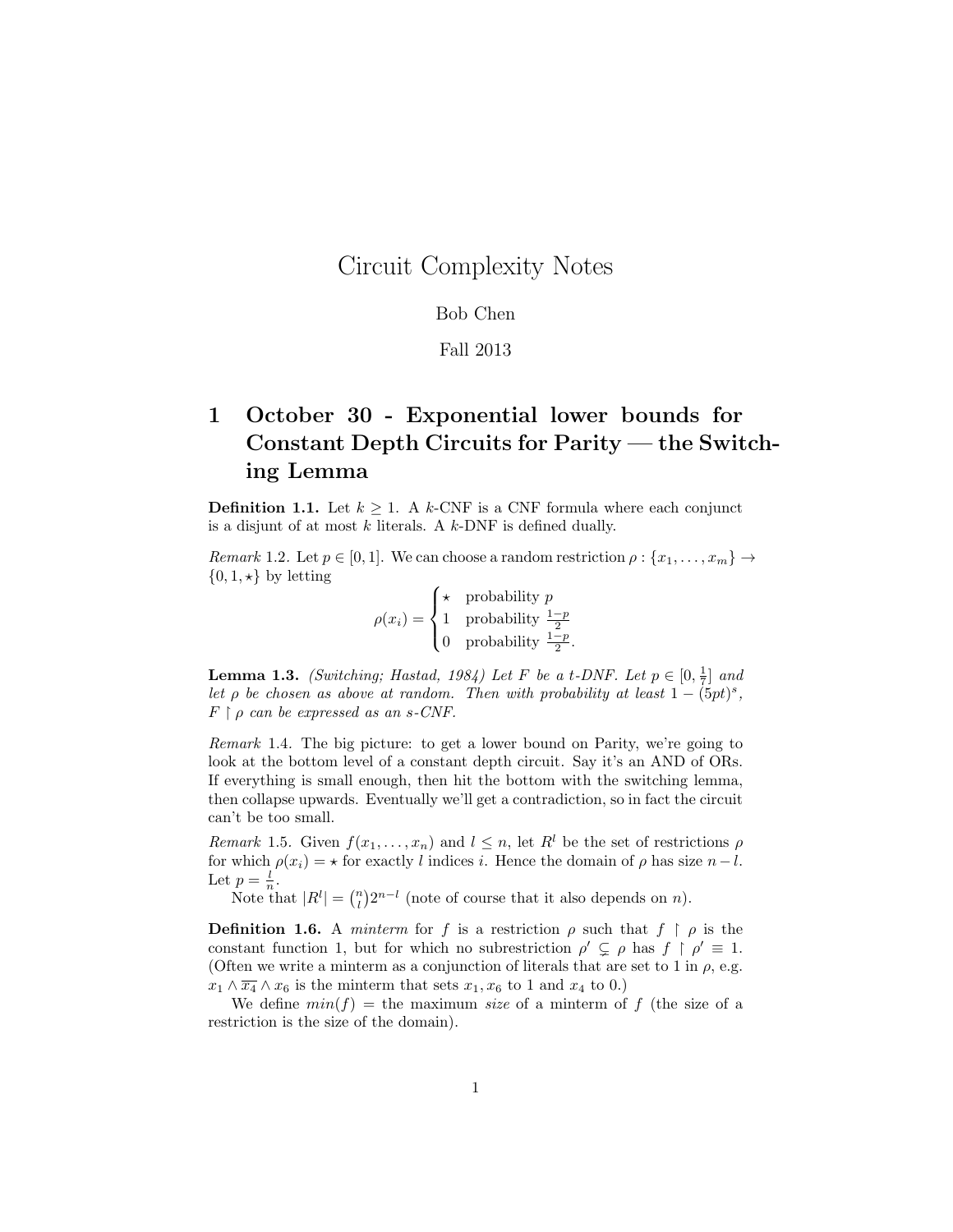# Circuit Complexity Notes

Bob Chen

Fall 2013

## 1 October 30 - Exponential lower bounds for Constant Depth Circuits for Parity — the Switching Lemma

**Definition 1.1.** Let $k \geq 1$. A $k$-CNF is a CNF formula where each conjunct is a disjunt of at most $k$ literals. A $k$-DNF is defined dually.

*Remark* 1.2. Let $p \in [0, 1]$. We can choose a random restriction $\rho : \{x_1, \ldots, x_m\} \to \{0, 1, \star\}$ by letting

$$\rho(x_i) = \begin{cases} \star & \text{probability } p \\ 1 & \text{probability } \frac{1-p}{2} \\ 0 & \text{probability } \frac{1-p}{2}. \end{cases}$$

**Lemma 1.3.** *(Switching; Hastad, 1984) Let $F$ be a $t$-DNF. Let $p \in [0, \frac{1}{7}]$ and let $\rho$ be chosen as above at random. Then with probability at least $1 - (5pt)^s$, $F \restriction \rho$ can be expressed as an $s$-CNF.*

*Remark* 1.4. The big picture: to get a lower bound on Parity, we're going to look at the bottom level of a constant depth circuit. Say it's an AND of ORs. If everything is small enough, then hit the bottom with the switching lemma, then collapse upwards. Eventually we'll get a contradiction, so in fact the circuit can't be too small.

*Remark* 1.5. Given $f(x_1, \ldots, x_n)$ and $l \leq n$, let $R^l$ be the set of restrictions $\rho$ for which $\rho(x_i) = \star$ for exactly $l$ indices $i$. Hence the domain of $\rho$ has size $n - l$. Let $p = \frac{l}{n}$.

Note that $|R^l| = \binom{n}{l} 2^{n-l}$ (note of course that it also depends on $n$).

**Definition 1.6.** A *minterm* for $f$ is a restriction $\rho$ such that $f \restriction \rho$ is the constant function 1, but for which no subrestriction $\rho' \subsetneq \rho$ has $f \restriction \rho' \equiv 1$. (Often we write a minterm as a conjunction of literals that are set to 1 in $\rho$, e.g. $x_1 \wedge \overline{x_4} \wedge x_6$ is the minterm that sets $x_1, x_6$ to 1 and $x_4$ to 0.)

We define $min(f)$ = the maximum *size* of a minterm of $f$ (the size of a restriction is the size of the domain).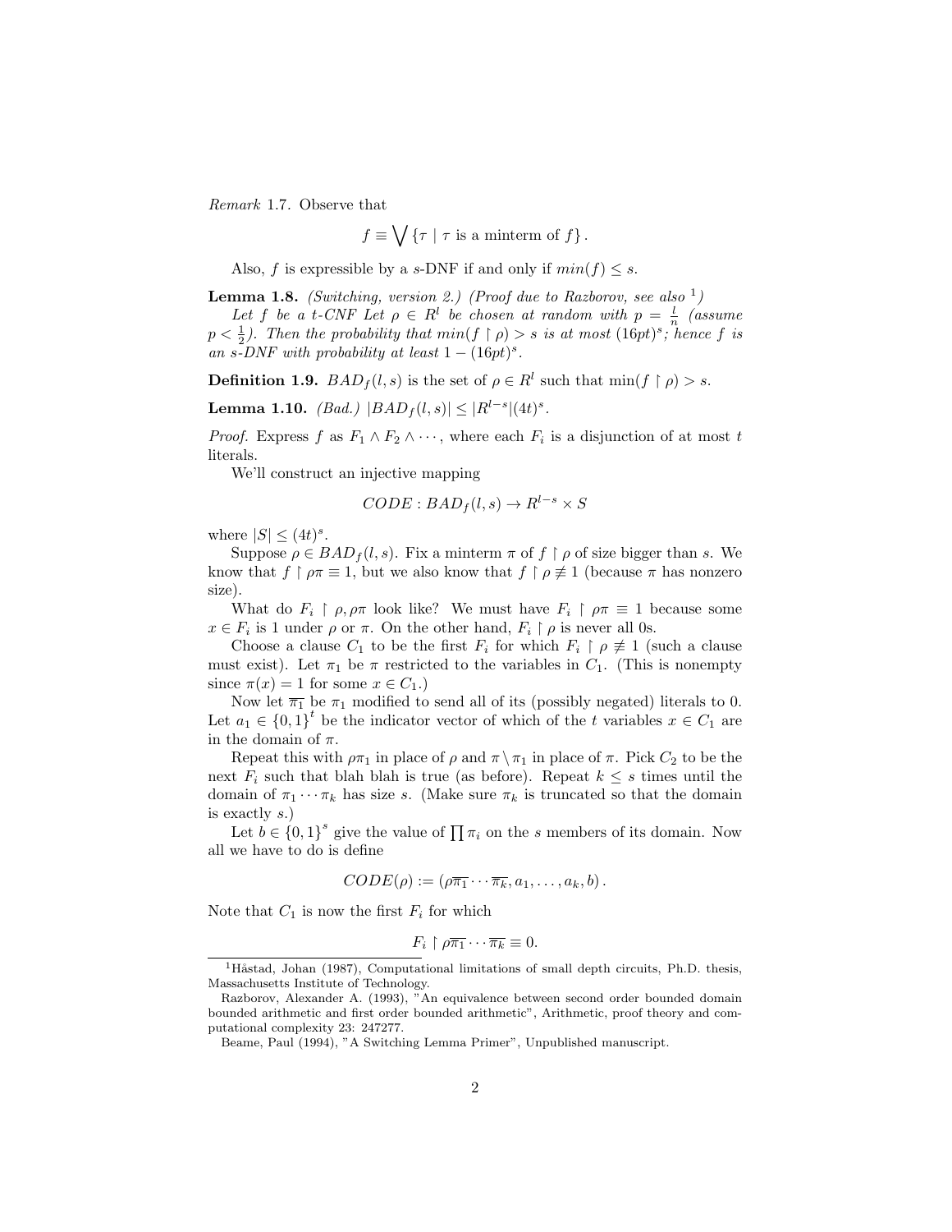*Remark* 1.7. Observe that

$$f \equiv \bigvee \{\tau \mid \tau \text{ is a minterm of } f\}.$$

Also, $f$ is expressible by a $s$-DNF if and only if $min(f) \leq s$.

**Lemma 1.8.** *(Switching, version 2.) (Proof due to Razborov, see also* [1]*)*
*Let $f$ be a $t$-CNF Let $\rho \in R^l$ be chosen at random with $p = \frac{l}{n}$ (assume $p < \frac{1}{2}$). Then the probability that $min(f \upharpoonright \rho) > s$ is at most $(16pt)^s$; hence $f$ is an $s$-DNF with probability at least $1 - (16pt)^s$.*

**Definition 1.9.** $BAD_f(l, s)$ is the set of $\rho \in R^l$ such that $\min(f \upharpoonright \rho) > s$.

**Lemma 1.10.** *(Bad.)* $|BAD_f(l, s)| \leq |R^{l-s}|(4t)^s$.

*Proof.* Express $f$ as $F_1 \wedge F_2 \wedge \cdots$, where each $F_i$ is a disjunction of at most $t$ literals.

We'll construct an injective mapping

$$CODE : BAD_f(l, s) \to R^{l-s} \times S$$

where $|S| \leq (4t)^s$.

Suppose $\rho \in BAD_f(l, s)$. Fix a minterm $\pi$ of $f \upharpoonright \rho$ of size bigger than $s$. We know that $f \upharpoonright \rho\pi \equiv 1$, but we also know that $f \upharpoonright \rho \not\equiv 1$ (because $\pi$ has nonzero size).

What do $F_i \upharpoonright \rho, \rho\pi$ look like? We must have $F_i \upharpoonright \rho\pi \equiv 1$ because some $x \in F_i$ is 1 under $\rho$ or $\pi$. On the other hand, $F_i \upharpoonright \rho$ is never all 0s.

Choose a clause $C_1$ to be the first $F_i$ for which $F_i \upharpoonright \rho \not\equiv 1$ (such a clause must exist). Let $\pi_1$ be $\pi$ restricted to the variables in $C_1$. (This is nonempty since $\pi(x) = 1$ for some $x \in C_1$.)

Now let $\overline{\pi_1}$ be $\pi_1$ modified to send all of its (possibly negated) literals to 0. Let $a_1 \in \{0, 1\}^t$ be the indicator vector of which of the $t$ variables $x \in C_1$ are in the domain of $\pi$.

Repeat this with $\rho\pi_1$ in place of $\rho$ and $\pi \setminus \pi_1$ in place of $\pi$. Pick $C_2$ to be the next $F_i$ such that blah blah is true (as before). Repeat $k \leq s$ times until the domain of $\pi_1 \cdots \pi_k$ has size $s$. (Make sure $\pi_k$ is truncated so that the domain is exactly $s$.)

Let $b \in \{0, 1\}^s$ give the value of $\prod \pi_i$ on the $s$ members of its domain. Now all we have to do is define

$$CODE(\rho) := (\rho\overline{\pi_1} \cdots \overline{\pi_k}, a_1, \ldots, a_k, b).$$

Note that $C_1$ is now the first $F_i$ for which

$$F_i \upharpoonright \rho\overline{\pi_1} \cdots \overline{\pi_k} \equiv 0.$$

---

[1] Håstad, Johan (1987), Computational limitations of small depth circuits, Ph.D. thesis, Massachusetts Institute of Technology.

Razborov, Alexander A. (1993), "An equivalence between second order bounded domain bounded arithmetic and first order bounded arithmetic", Arithmetic, proof theory and computational complexity 23: 247277.

Beame, Paul (1994), "A Switching Lemma Primer", Unpublished manuscript.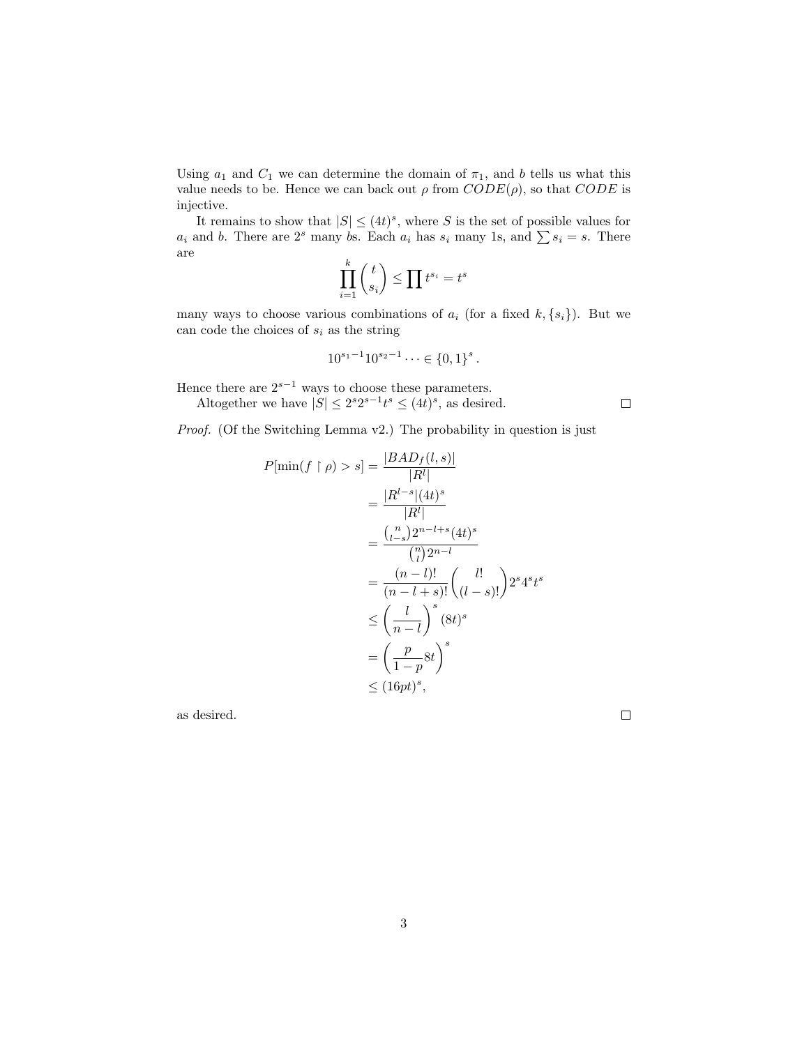Using $a_1$ and $C_1$ we can determine the domain of $\pi_1$, and $b$ tells us what this value needs to be. Hence we can back out $\rho$ from $CODE(\rho)$, so that $CODE$ is injective.

It remains to show that $|S| \leq (4t)^s$, where $S$ is the set of possible values for $a_i$ and $b$. There are $2^s$ many $b$s. Each $a_i$ has $s_i$ many 1s, and $\sum s_i = s$. There are

$$\prod_{i=1}^{k} \binom{t}{s_i} \leq \prod t^{s_i} = t^s$$

many ways to choose various combinations of $a_i$ (for a fixed $k, \{s_i\}$). But we can code the choices of $s_i$ as the string

$$10^{s_1-1}10^{s_2-1} \cdots \in \{0,1\}^s.$$

Hence there are $2^{s-1}$ ways to choose these parameters.

Altogether we have $|S| \leq 2^s 2^{s-1} t^s \leq (4t)^s$, as desired. □

*Proof.* (Of the Switching Lemma v2.) The probability in question is just

$$\begin{aligned}
P[\min(f \upharpoonright \rho) > s] &= \frac{|BAD_f(l,s)|}{|R^l|} \\
&= \frac{|R^{l-s}|(4t)^s}{|R^l|} \\
&= \frac{\binom{n}{l-s} 2^{n-l+s}(4t)^s}{\binom{n}{l} 2^{n-l}} \\
&= \frac{(n-l)!}{(n-l+s)!} \left( \frac{l!}{(l-s)!} \right) 2^s 4^s t^s \\
&\leq \left( \frac{l}{n-l} \right)^s (8t)^s \\
&= \left( \frac{p}{1-p} 8t \right)^s \\
&\leq (16pt)^s,
\end{aligned}$$

as desired. □